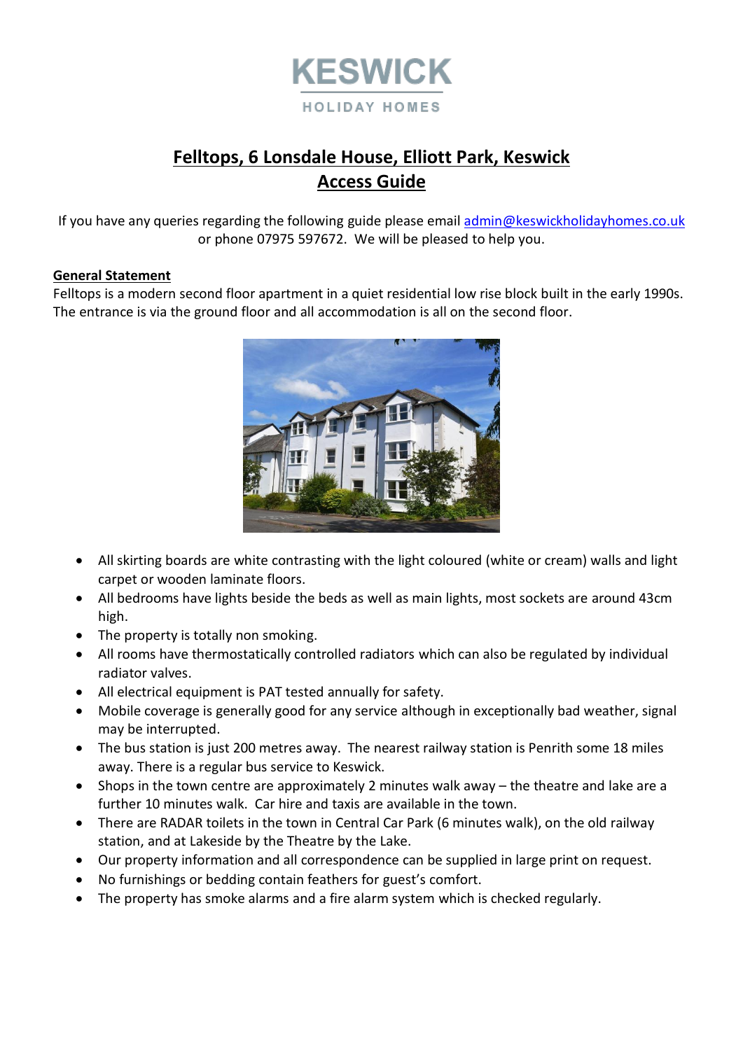KESWICK

HOLIDAY HOMES

# Felltops, 6 Lonsdale House, Elliott Park, Keswick
# Access Guide

If you have any queries regarding the following guide please email admin@keswickholidayhomes.co.uk or phone 07975 597672. We will be pleased to help you.

## General Statement

Felltops is a modern second floor apartment in a quiet residential low rise block built in the early 1990s. The entrance is via the ground floor and all accommodation is all on the second floor.

- All skirting boards are white contrasting with the light coloured (white or cream) walls and light carpet or wooden laminate floors.
- All bedrooms have lights beside the beds as well as main lights, most sockets are around 43cm high.
- The property is totally non smoking.
- All rooms have thermostatically controlled radiators which can also be regulated by individual radiator valves.
- All electrical equipment is PAT tested annually for safety.
- Mobile coverage is generally good for any service although in exceptionally bad weather, signal may be interrupted.
- The bus station is just 200 metres away. The nearest railway station is Penrith some 18 miles away. There is a regular bus service to Keswick.
- Shops in the town centre are approximately 2 minutes walk away – the theatre and lake are a further 10 minutes walk. Car hire and taxis are available in the town.
- There are RADAR toilets in the town in Central Car Park (6 minutes walk), on the old railway station, and at Lakeside by the Theatre by the Lake.
- Our property information and all correspondence can be supplied in large print on request.
- No furnishings or bedding contain feathers for guest's comfort.
- The property has smoke alarms and a fire alarm system which is checked regularly.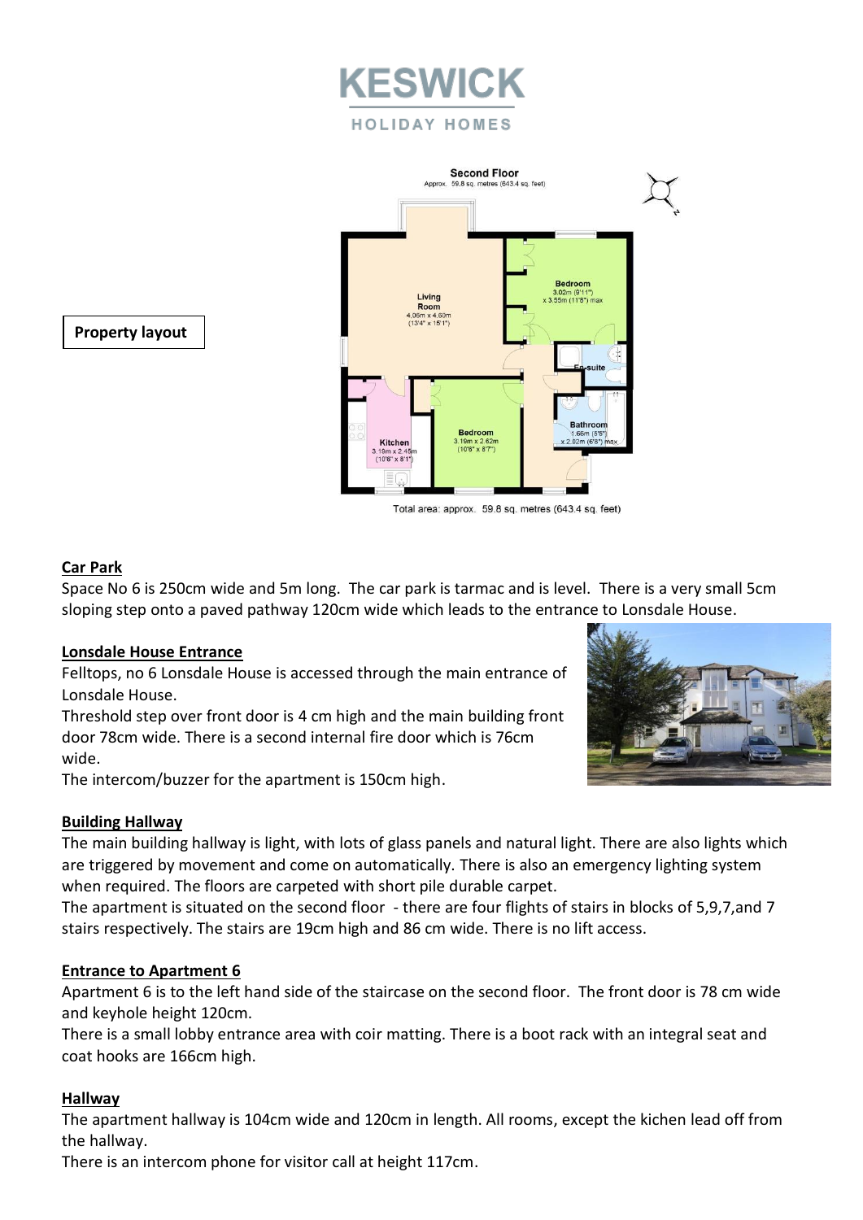# KESWICK

HOLIDAY HOMES

**Property layout**

Second Floor
Approx. 59.8 sq. metres (643.4 sq. feet)

Living Room
4.06m x 4.60m
(13'4" x 15'1")

Bedroom
3.02m (9'11")
x 3.55m (11'8") max

En-suite

Bathroom
1.66m (5'5")
x 2.02m (6'8") max

Kitchen
3.19m x 2.45m
(10'6" x 8'1")

Bedroom
3.19m x 2.62m
(10'6" x 8'7")

Total area: approx. 59.8 sq. metres (643.4 sq. feet)

## Car Park

Space No 6 is 250cm wide and 5m long. The car park is tarmac and is level. There is a very small 5cm sloping step onto a paved pathway 120cm wide which leads to the entrance to Lonsdale House.

## Lonsdale House Entrance

Felltops, no 6 Lonsdale House is accessed through the main entrance of Lonsdale House.

Threshold step over front door is 4 cm high and the main building front door 78cm wide. There is a second internal fire door which is 76cm wide.

The intercom/buzzer for the apartment is 150cm high.

## Building Hallway

The main building hallway is light, with lots of glass panels and natural light. There are also lights which are triggered by movement and come on automatically. There is also an emergency lighting system when required. The floors are carpeted with short pile durable carpet.

The apartment is situated on the second floor - there are four flights of stairs in blocks of 5,9,7,and 7 stairs respectively. The stairs are 19cm high and 86 cm wide. There is no lift access.

## Entrance to Apartment 6

Apartment 6 is to the left hand side of the staircase on the second floor. The front door is 78 cm wide and keyhole height 120cm.

There is a small lobby entrance area with coir matting. There is a boot rack with an integral seat and coat hooks are 166cm high.

## Hallway

The apartment hallway is 104cm wide and 120cm in length. All rooms, except the kichen lead off from the hallway.

There is an intercom phone for visitor call at height 117cm.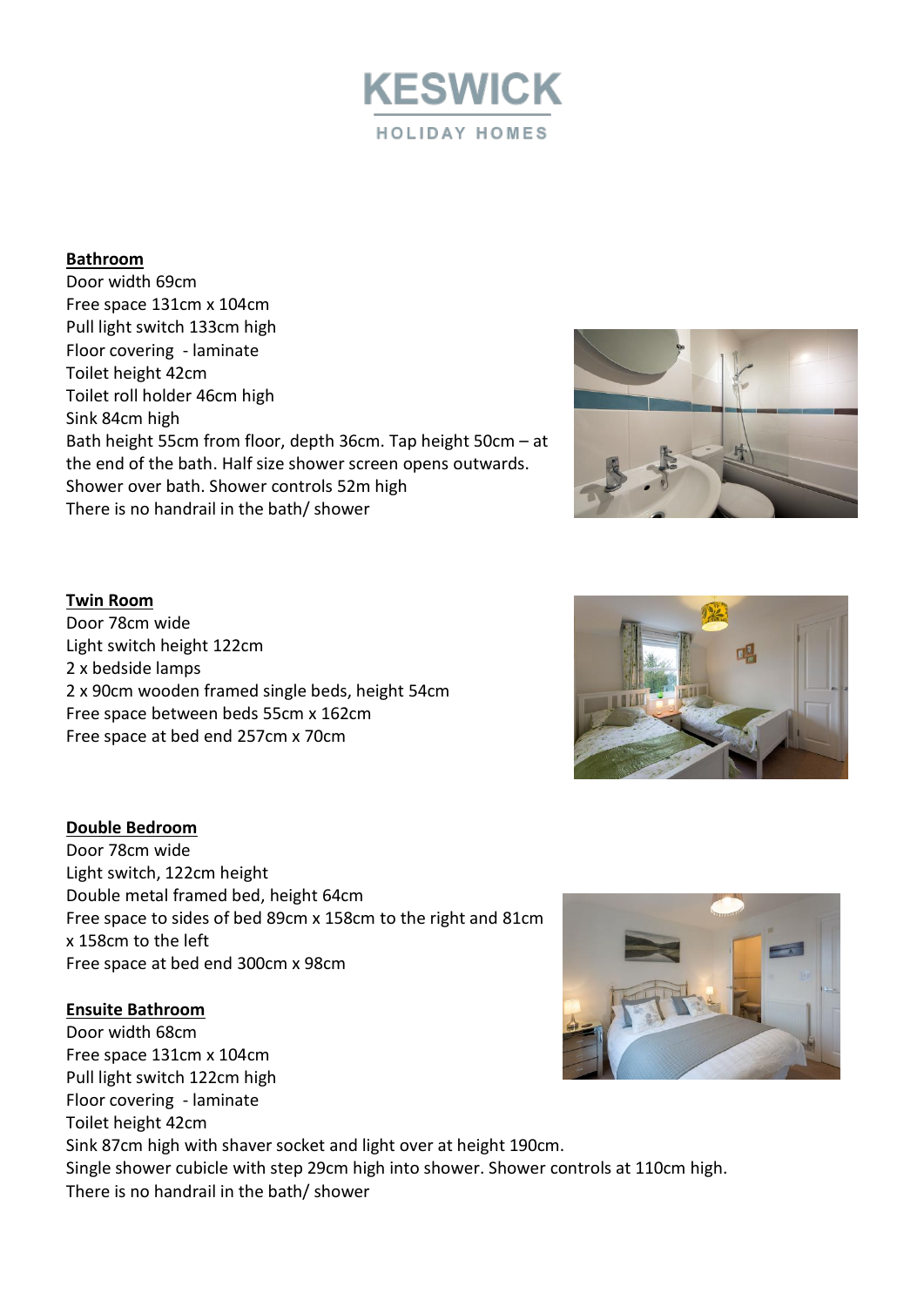KESWICK

HOLIDAY HOMES

**Bathroom**

Door width 69cm
Free space 131cm x 104cm
Pull light switch 133cm high
Floor covering - laminate
Toilet height 42cm
Toilet roll holder 46cm high
Sink 84cm high
Bath height 55cm from floor, depth 36cm. Tap height 50cm – at the end of the bath. Half size shower screen opens outwards.
Shower over bath. Shower controls 52m high
There is no handrail in the bath/ shower

**Twin Room**

Door 78cm wide
Light switch height 122cm
2 x bedside lamps
2 x 90cm wooden framed single beds, height 54cm
Free space between beds 55cm x 162cm
Free space at bed end 257cm x 70cm

**Double Bedroom**

Door 78cm wide
Light switch, 122cm height
Double metal framed bed, height 64cm
Free space to sides of bed 89cm x 158cm to the right and 81cm x 158cm to the left
Free space at bed end 300cm x 98cm

**Ensuite Bathroom**

Door width 68cm
Free space 131cm x 104cm
Pull light switch 122cm high
Floor covering - laminate
Toilet height 42cm
Sink 87cm high with shaver socket and light over at height 190cm.
Single shower cubicle with step 29cm high into shower. Shower controls at 110cm high.
There is no handrail in the bath/ shower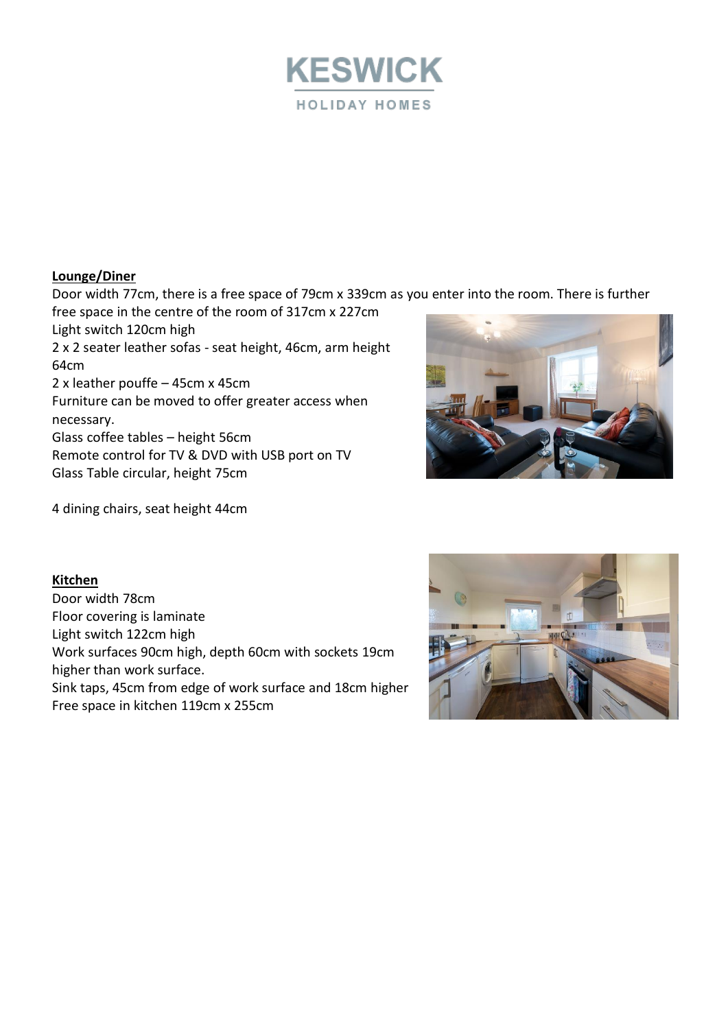## Lounge/Diner

Door width 77cm, there is a free space of 79cm x 339cm as you enter into the room. There is further free space in the centre of the room of 317cm x 227cm
Light switch 120cm high
2 x 2 seater leather sofas - seat height, 46cm, arm height 64cm
2 x leather pouffe – 45cm x 45cm
Furniture can be moved to offer greater access when necessary.
Glass coffee tables – height 56cm
Remote control for TV & DVD with USB port on TV
Glass Table circular, height 75cm

4 dining chairs, seat height 44cm

## Kitchen

Door width 78cm
Floor covering is laminate
Light switch 122cm high
Work surfaces 90cm high, depth 60cm with sockets 19cm higher than work surface.
Sink taps, 45cm from edge of work surface and 18cm higher
Free space in kitchen 119cm x 255cm